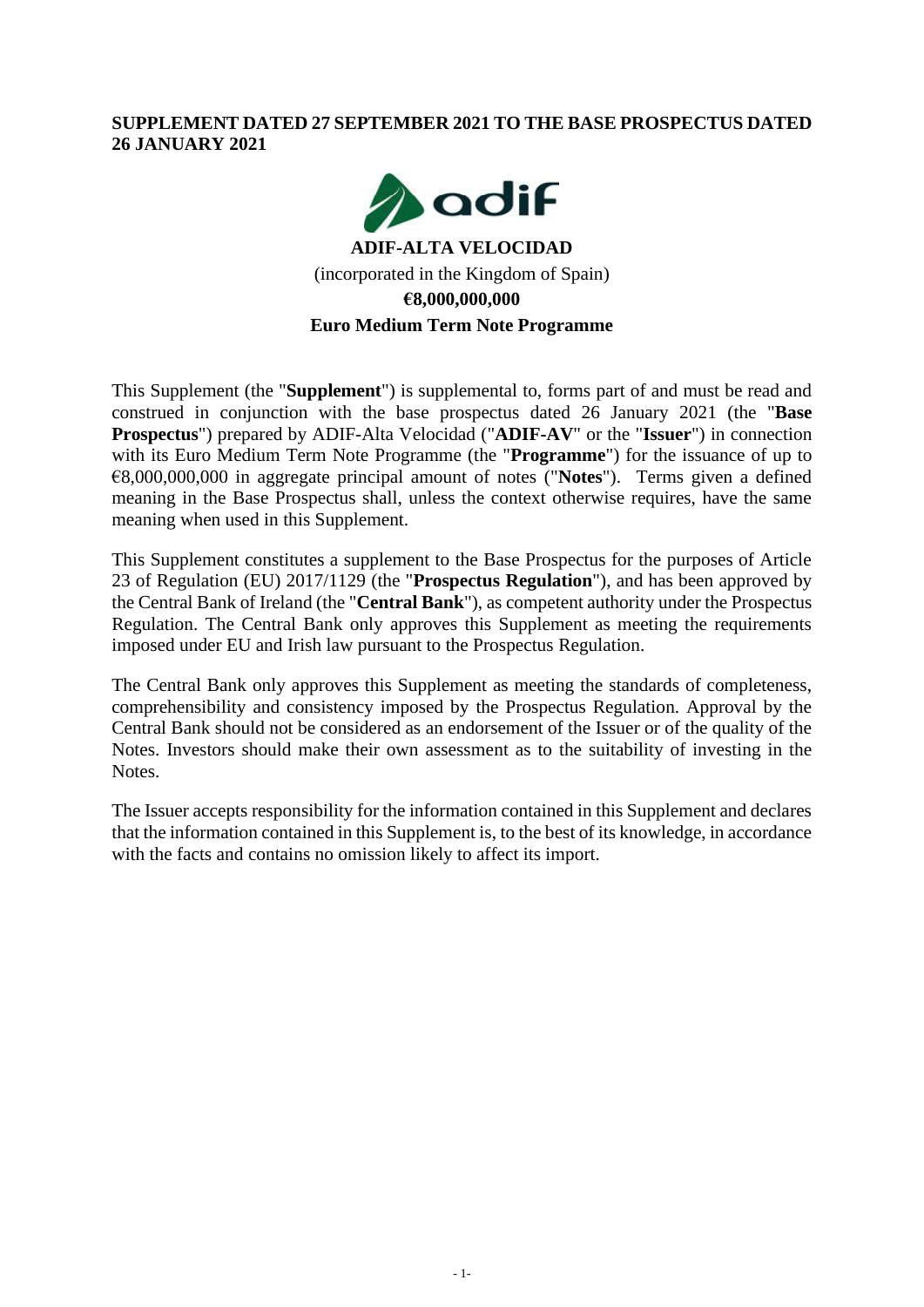**SUPPLEMENT DATED 27 SEPTEMBER 2021 TO THE BASE PROSPECTUS DATED 26 JANUARY 2021**

**ADIF-ALTA VELOCIDAD**

(incorporated in the Kingdom of Spain)

**€8,000,000,000**

**Euro Medium Term Note Programme**

This Supplement (the "**Supplement**") is supplemental to, forms part of and must be read and construed in conjunction with the base prospectus dated 26 January 2021 (the "**Base Prospectus**") prepared by ADIF-Alta Velocidad ("**ADIF-AV**" or the "**Issuer**") in connection with its Euro Medium Term Note Programme (the "**Programme**") for the issuance of up to €8,000,000,000 in aggregate principal amount of notes ("**Notes**"). Terms given a defined meaning in the Base Prospectus shall, unless the context otherwise requires, have the same meaning when used in this Supplement.

This Supplement constitutes a supplement to the Base Prospectus for the purposes of Article 23 of Regulation (EU) 2017/1129 (the "**Prospectus Regulation**"), and has been approved by the Central Bank of Ireland (the "**Central Bank**"), as competent authority under the Prospectus Regulation. The Central Bank only approves this Supplement as meeting the requirements imposed under EU and Irish law pursuant to the Prospectus Regulation.

The Central Bank only approves this Supplement as meeting the standards of completeness, comprehensibility and consistency imposed by the Prospectus Regulation. Approval by the Central Bank should not be considered as an endorsement of the Issuer or of the quality of the Notes. Investors should make their own assessment as to the suitability of investing in the Notes.

The Issuer accepts responsibility for the information contained in this Supplement and declares that the information contained in this Supplement is, to the best of its knowledge, in accordance with the facts and contains no omission likely to affect its import.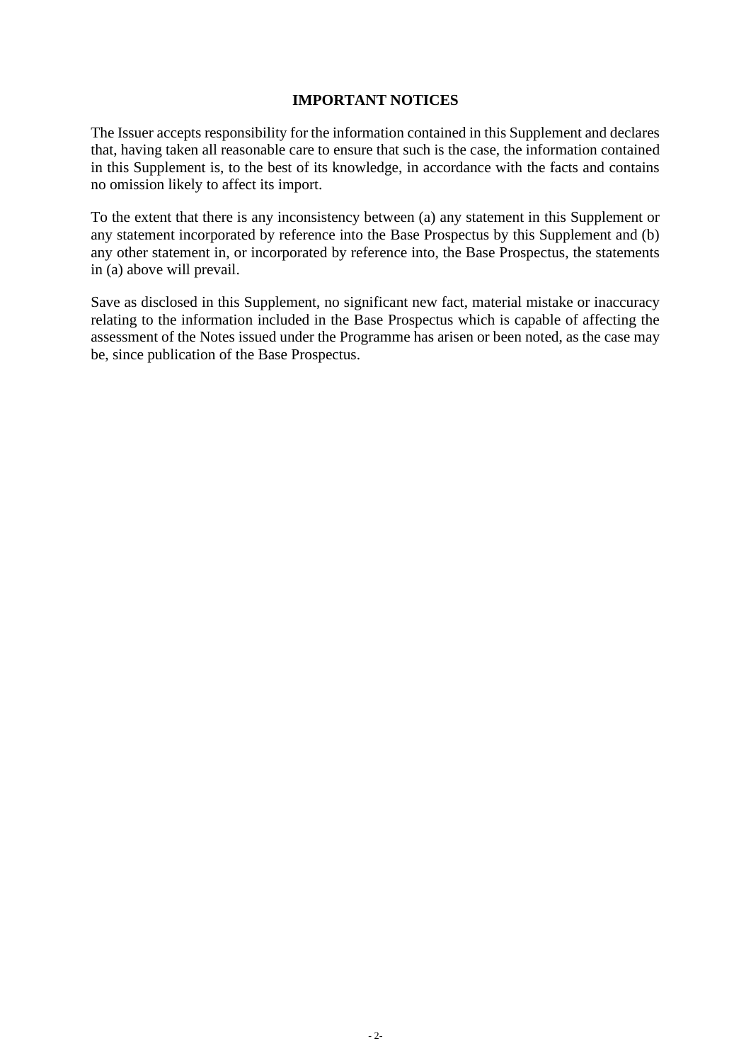## IMPORTANT NOTICES

The Issuer accepts responsibility for the information contained in this Supplement and declares that, having taken all reasonable care to ensure that such is the case, the information contained in this Supplement is, to the best of its knowledge, in accordance with the facts and contains no omission likely to affect its import.

To the extent that there is any inconsistency between (a) any statement in this Supplement or any statement incorporated by reference into the Base Prospectus by this Supplement and (b) any other statement in, or incorporated by reference into, the Base Prospectus, the statements in (a) above will prevail.

Save as disclosed in this Supplement, no significant new fact, material mistake or inaccuracy relating to the information included in the Base Prospectus which is capable of affecting the assessment of the Notes issued under the Programme has arisen or been noted, as the case may be, since publication of the Base Prospectus.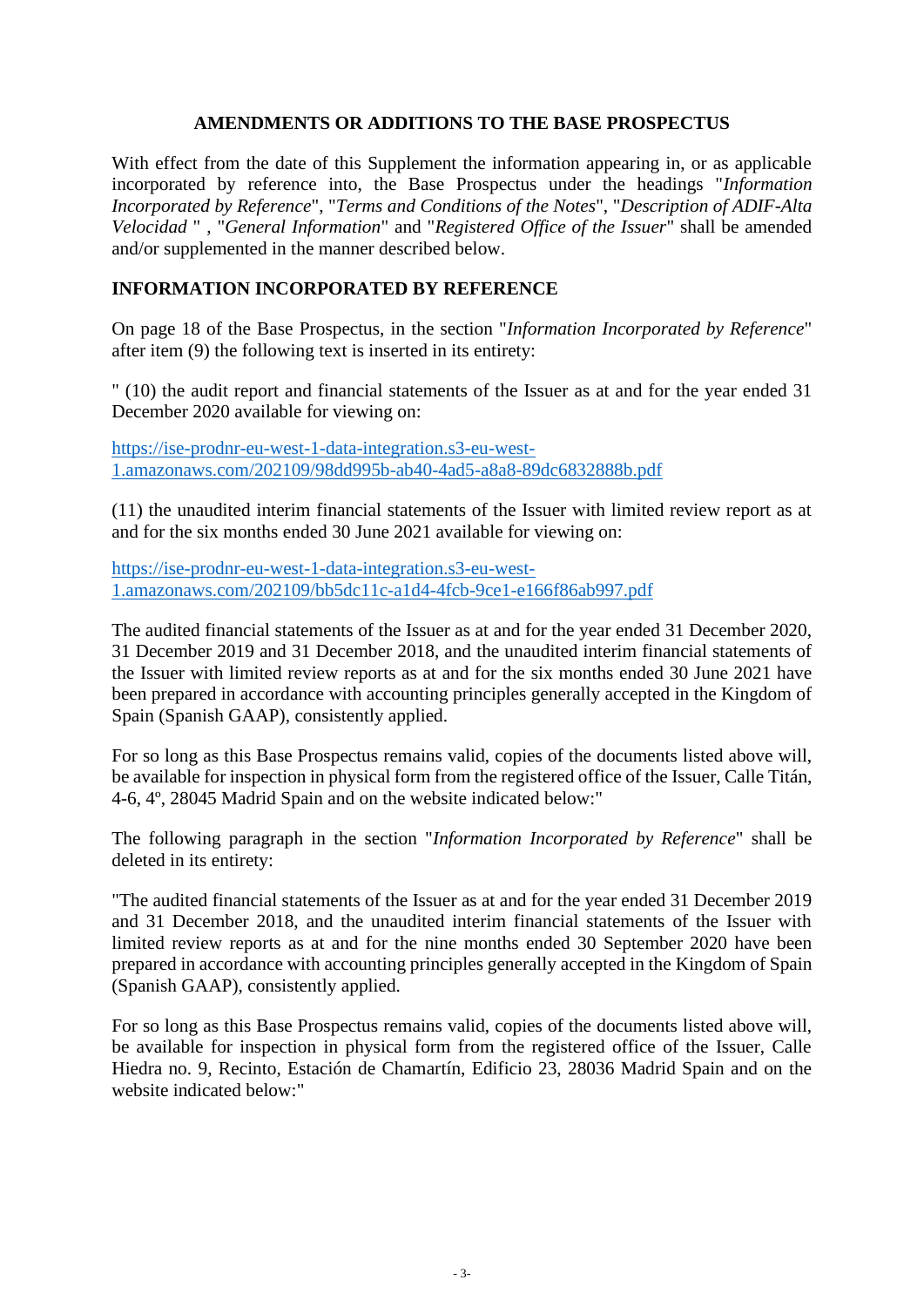## AMENDMENTS OR ADDITIONS TO THE BASE PROSPECTUS

With effect from the date of this Supplement the information appearing in, or as applicable incorporated by reference into, the Base Prospectus under the headings "*Information Incorporated by Reference*", "*Terms and Conditions of the Notes*", "*Description of ADIF-Alta Velocidad* " , "*General Information*" and "*Registered Office of the Issuer*" shall be amended and/or supplemented in the manner described below.

## INFORMATION INCORPORATED BY REFERENCE

On page 18 of the Base Prospectus, in the section "*Information Incorporated by Reference*" after item (9) the following text is inserted in its entirety:

" (10) the audit report and financial statements of the Issuer as at and for the year ended 31 December 2020 available for viewing on:

https://ise-prodnr-eu-west-1-data-integration.s3-eu-west-1.amazonaws.com/202109/98dd995b-ab40-4ad5-a8a8-89dc6832888b.pdf

(11) the unaudited interim financial statements of the Issuer with limited review report as at and for the six months ended 30 June 2021 available for viewing on:

https://ise-prodnr-eu-west-1-data-integration.s3-eu-west-1.amazonaws.com/202109/bb5dc11c-a1d4-4fcb-9ce1-e166f86ab997.pdf

The audited financial statements of the Issuer as at and for the year ended 31 December 2020, 31 December 2019 and 31 December 2018, and the unaudited interim financial statements of the Issuer with limited review reports as at and for the six months ended 30 June 2021 have been prepared in accordance with accounting principles generally accepted in the Kingdom of Spain (Spanish GAAP), consistently applied.

For so long as this Base Prospectus remains valid, copies of the documents listed above will, be available for inspection in physical form from the registered office of the Issuer, Calle Titán, 4-6, 4º, 28045 Madrid Spain and on the website indicated below:"

The following paragraph in the section "*Information Incorporated by Reference*" shall be deleted in its entirety:

"The audited financial statements of the Issuer as at and for the year ended 31 December 2019 and 31 December 2018, and the unaudited interim financial statements of the Issuer with limited review reports as at and for the nine months ended 30 September 2020 have been prepared in accordance with accounting principles generally accepted in the Kingdom of Spain (Spanish GAAP), consistently applied.

For so long as this Base Prospectus remains valid, copies of the documents listed above will, be available for inspection in physical form from the registered office of the Issuer, Calle Hiedra no. 9, Recinto, Estación de Chamartín, Edificio 23, 28036 Madrid Spain and on the website indicated below:"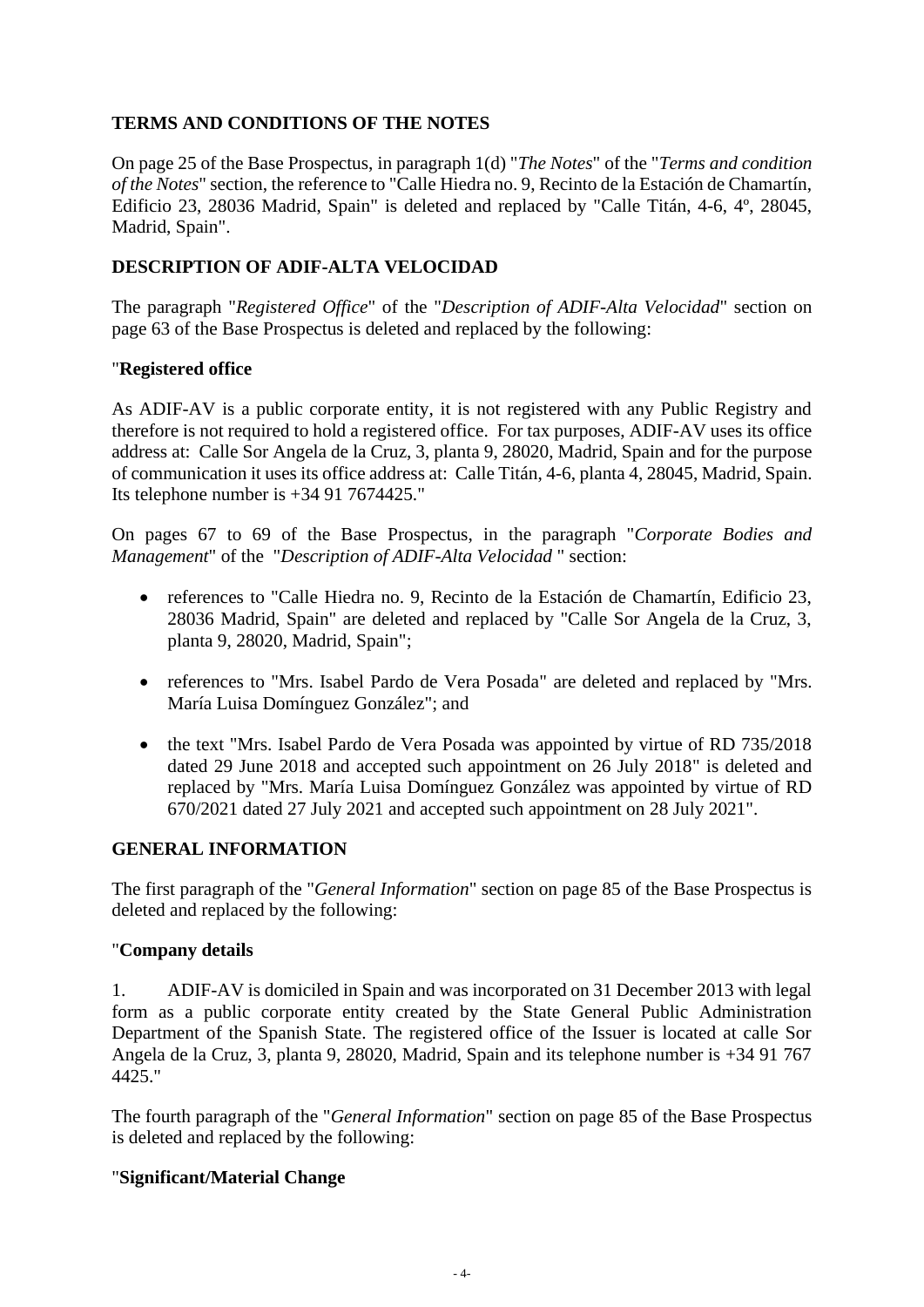## TERMS AND CONDITIONS OF THE NOTES

On page 25 of the Base Prospectus, in paragraph 1(d) "*The Notes*" of the "*Terms and condition of the Notes*" section, the reference to "Calle Hiedra no. 9, Recinto de la Estación de Chamartín, Edificio 23, 28036 Madrid, Spain" is deleted and replaced by "Calle Titán, 4-6, 4º, 28045, Madrid, Spain".

## DESCRIPTION OF ADIF-ALTA VELOCIDAD

The paragraph "*Registered Office*" of the "*Description of ADIF-Alta Velocidad*" section on page 63 of the Base Prospectus is deleted and replaced by the following:

"**Registered office**

As ADIF-AV is a public corporate entity, it is not registered with any Public Registry and therefore is not required to hold a registered office. For tax purposes, ADIF-AV uses its office address at: Calle Sor Angela de la Cruz, 3, planta 9, 28020, Madrid, Spain and for the purpose of communication it uses its office address at: Calle Titán, 4-6, planta 4, 28045, Madrid, Spain. Its telephone number is +34 91 7674425."

On pages 67 to 69 of the Base Prospectus, in the paragraph "*Corporate Bodies and Management*" of the "*Description of ADIF-Alta Velocidad* " section:

- references to "Calle Hiedra no. 9, Recinto de la Estación de Chamartín, Edificio 23, 28036 Madrid, Spain" are deleted and replaced by "Calle Sor Angela de la Cruz, 3, planta 9, 28020, Madrid, Spain";
- references to "Mrs. Isabel Pardo de Vera Posada" are deleted and replaced by "Mrs. María Luisa Domínguez González"; and
- the text "Mrs. Isabel Pardo de Vera Posada was appointed by virtue of RD 735/2018 dated 29 June 2018 and accepted such appointment on 26 July 2018" is deleted and replaced by "Mrs. María Luisa Domínguez González was appointed by virtue of RD 670/2021 dated 27 July 2021 and accepted such appointment on 28 July 2021".

## GENERAL INFORMATION

The first paragraph of the "*General Information*" section on page 85 of the Base Prospectus is deleted and replaced by the following:

"**Company details**

1. ADIF-AV is domiciled in Spain and was incorporated on 31 December 2013 with legal form as a public corporate entity created by the State General Public Administration Department of the Spanish State. The registered office of the Issuer is located at calle Sor Angela de la Cruz, 3, planta 9, 28020, Madrid, Spain and its telephone number is +34 91 767 4425."

The fourth paragraph of the "*General Information*" section on page 85 of the Base Prospectus is deleted and replaced by the following:

"**Significant/Material Change**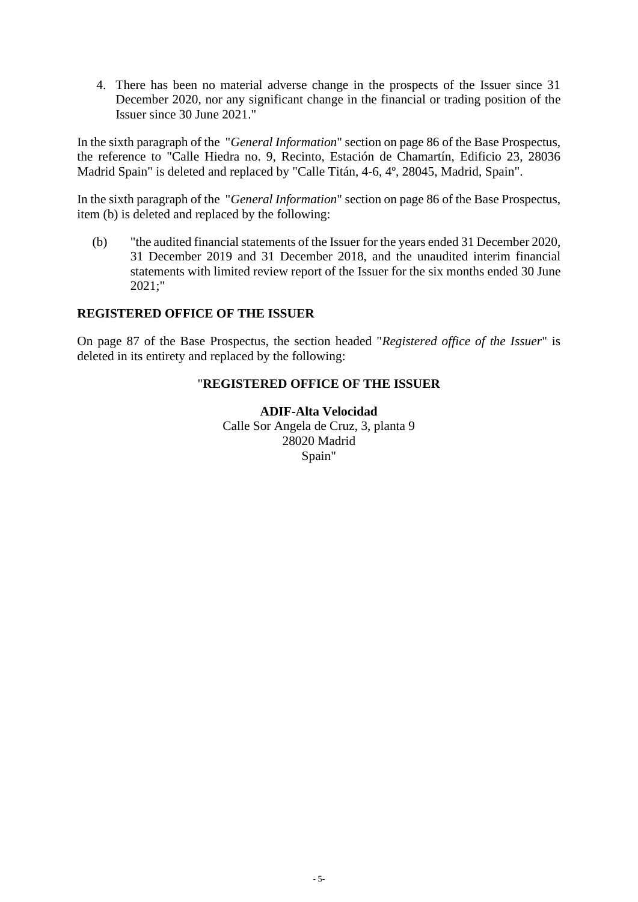4. There has been no material adverse change in the prospects of the Issuer since 31 December 2020, nor any significant change in the financial or trading position of the Issuer since 30 June 2021."

In the sixth paragraph of the "*General Information*" section on page 86 of the Base Prospectus, the reference to "Calle Hiedra no. 9, Recinto, Estación de Chamartín, Edificio 23, 28036 Madrid Spain" is deleted and replaced by "Calle Titán, 4-6, 4º, 28045, Madrid, Spain".

In the sixth paragraph of the "*General Information*" section on page 86 of the Base Prospectus, item (b) is deleted and replaced by the following:

(b) "the audited financial statements of the Issuer for the years ended 31 December 2020, 31 December 2019 and 31 December 2018, and the unaudited interim financial statements with limited review report of the Issuer for the six months ended 30 June 2021;"

## REGISTERED OFFICE OF THE ISSUER

On page 87 of the Base Prospectus, the section headed "*Registered office of the Issuer*" is deleted in its entirety and replaced by the following:

"**REGISTERED OFFICE OF THE ISSUER**

**ADIF-Alta Velocidad**
Calle Sor Angela de Cruz, 3, planta 9
28020 Madrid
Spain"